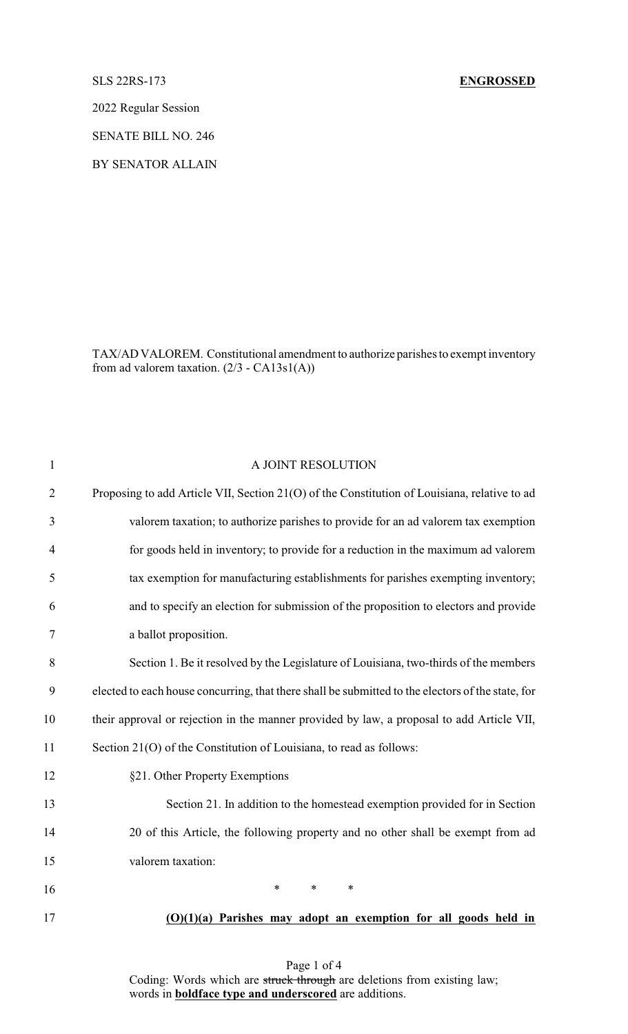SLS 22RS-173 **ENGROSSED**

2022 Regular Session

SENATE BILL NO. 246

BY SENATOR ALLAIN

TAX/AD VALOREM. Constitutional amendment to authorize parishes to exempt inventory from ad valorem taxation. (2/3 - CA13s1(A))

A JOINT RESOLUTION

Proposing to add Article VII, Section 21(O) of the Constitution of Louisiana, relative to ad valorem taxation; to authorize parishes to provide for an ad valorem tax exemption for goods held in inventory; to provide for a reduction in the maximum ad valorem tax exemption for manufacturing establishments for parishes exempting inventory; and to specify an election for submission of the proposition to electors and provide a ballot proposition.

Section 1. Be it resolved by the Legislature of Louisiana, two-thirds of the members elected to each house concurring, that there shall be submitted to the electors of the state, for their approval or rejection in the manner provided by law, a proposal to add Article VII, Section 21(O) of the Constitution of Louisiana, to read as follows:

§21. Other Property Exemptions

Section 21. In addition to the homestead exemption provided for in Section 20 of this Article, the following property and no other shall be exempt from ad valorem taxation:

\* \* \*

**(O)(1)(a) Parishes may adopt an exemption for all goods held in**

Coding: Words which are ~~struck through~~ are deletions from existing law; words in **boldface type and underscored** are additions.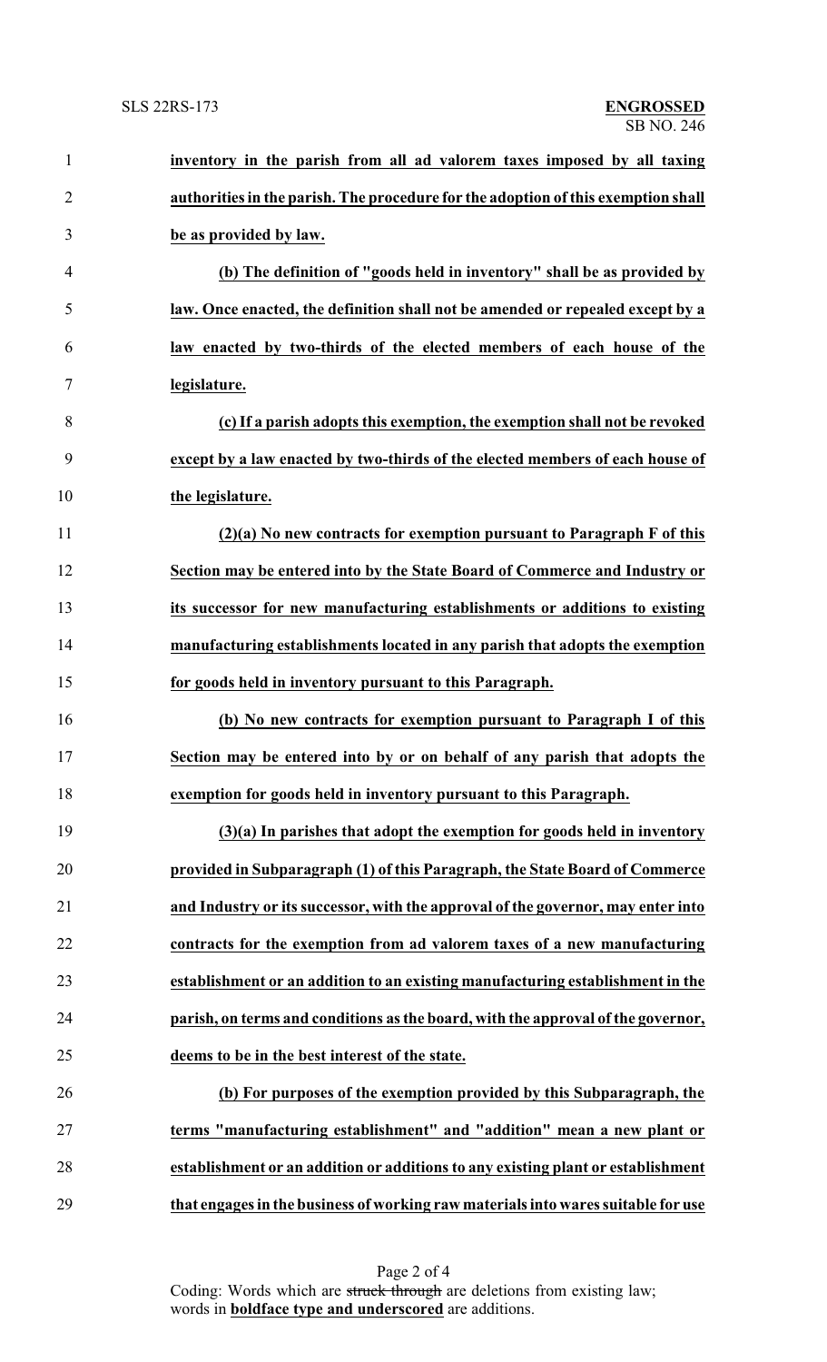**inventory in the parish from all ad valorem taxes imposed by all taxing authorities in the parish. The procedure for the adoption of this exemption shall be as provided by law.**

**(b) The definition of "goods held in inventory" shall be as provided by law. Once enacted, the definition shall not be amended or repealed except by a law enacted by two-thirds of the elected members of each house of the legislature.**

**(c) If a parish adopts this exemption, the exemption shall not be revoked except by a law enacted by two-thirds of the elected members of each house of the legislature.**

**(2)(a) No new contracts for exemption pursuant to Paragraph F of this Section may be entered into by the State Board of Commerce and Industry or its successor for new manufacturing establishments or additions to existing manufacturing establishments located in any parish that adopts the exemption for goods held in inventory pursuant to this Paragraph.**

**(b) No new contracts for exemption pursuant to Paragraph I of this Section may be entered into by or on behalf of any parish that adopts the exemption for goods held in inventory pursuant to this Paragraph.**

**(3)(a) In parishes that adopt the exemption for goods held in inventory provided in Subparagraph (1) of this Paragraph, the State Board of Commerce and Industry or its successor, with the approval of the governor, may enter into contracts for the exemption from ad valorem taxes of a new manufacturing establishment or an addition to an existing manufacturing establishment in the parish, on terms and conditions as the board, with the approval of the governor, deems to be in the best interest of the state.**

**(b) For purposes of the exemption provided by this Subparagraph, the terms "manufacturing establishment" and "addition" mean a new plant or establishment or an addition or additions to any existing plant or establishment that engages in the business of working raw materials into wares suitable for use**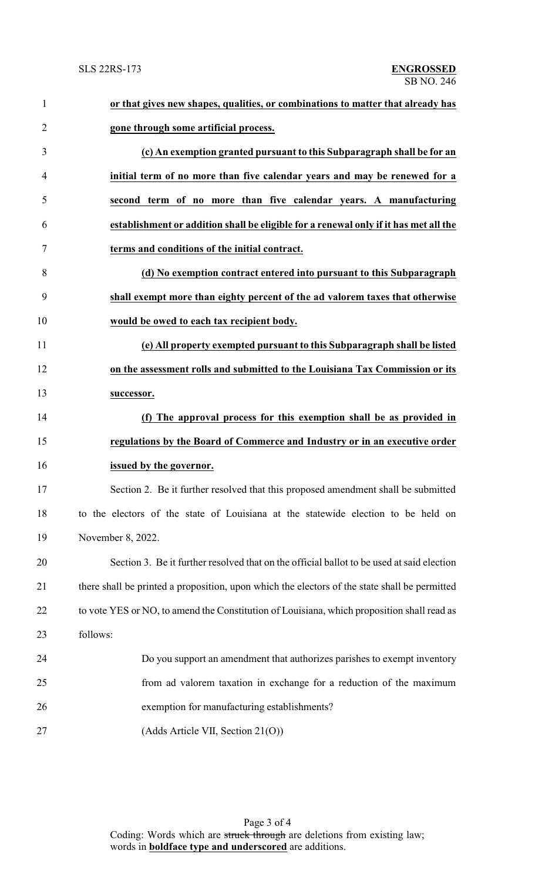**or that gives new shapes, qualities, or combinations to matter that already has gone through some artificial process.**

**(c) An exemption granted pursuant to this Subparagraph shall be for an initial term of no more than five calendar years and may be renewed for a second term of no more than five calendar years. A manufacturing establishment or addition shall be eligible for a renewal only if it has met all the terms and conditions of the initial contract.**

**(d) No exemption contract entered into pursuant to this Subparagraph shall exempt more than eighty percent of the ad valorem taxes that otherwise would be owed to each tax recipient body.**

**(e) All property exempted pursuant to this Subparagraph shall be listed on the assessment rolls and submitted to the Louisiana Tax Commission or its successor.**

**(f) The approval process for this exemption shall be as provided in regulations by the Board of Commerce and Industry or in an executive order issued by the governor.**

Section 2. Be it further resolved that this proposed amendment shall be submitted to the electors of the state of Louisiana at the statewide election to be held on November 8, 2022.

Section 3. Be it further resolved that on the official ballot to be used at said election there shall be printed a proposition, upon which the electors of the state shall be permitted to vote YES or NO, to amend the Constitution of Louisiana, which proposition shall read as follows:

Do you support an amendment that authorizes parishes to exempt inventory from ad valorem taxation in exchange for a reduction of the maximum exemption for manufacturing establishments?

(Adds Article VII, Section 21(O))

Coding: Words which are ~~struck through~~ are deletions from existing law; words in **boldface type and underscored** are additions.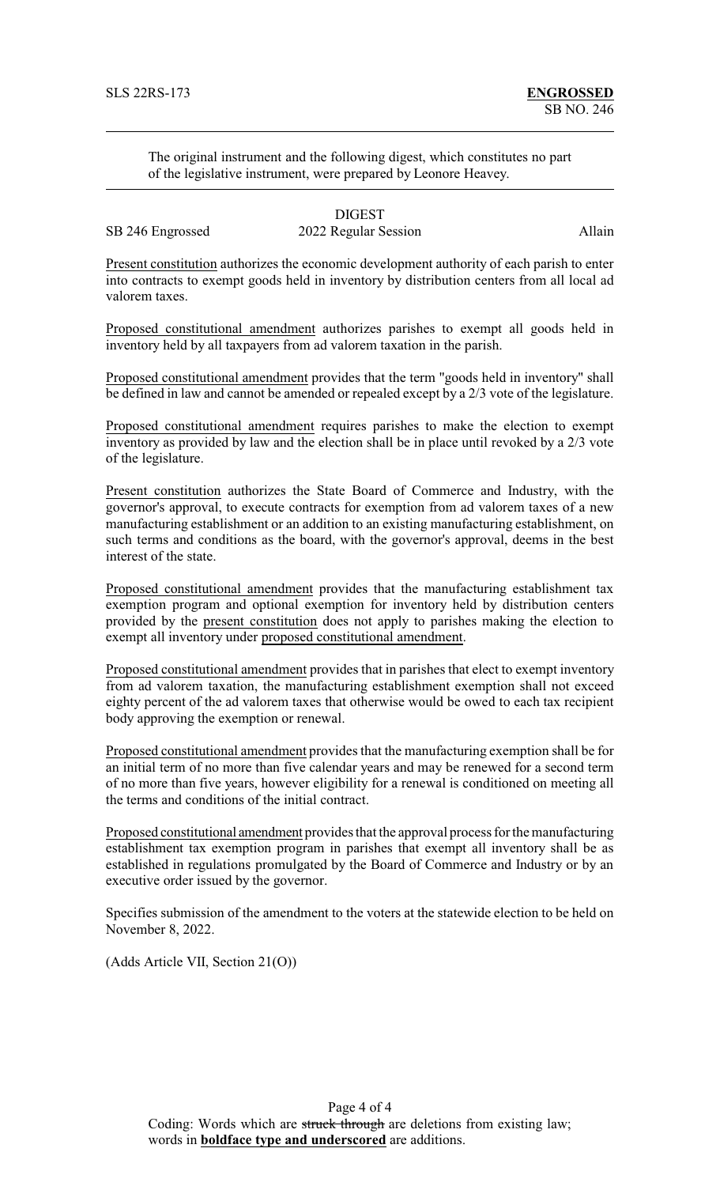SLS 22RS-173

**ENGROSSED**
SB NO. 246

The original instrument and the following digest, which constitutes no part of the legislative instrument, were prepared by Leonore Heavey.

DIGEST

SB 246 Engrossed — 2022 Regular Session — Allain

Present constitution authorizes the economic development authority of each parish to enter into contracts to exempt goods held in inventory by distribution centers from all local ad valorem taxes.

Proposed constitutional amendment authorizes parishes to exempt all goods held in inventory held by all taxpayers from ad valorem taxation in the parish.

Proposed constitutional amendment provides that the term "goods held in inventory" shall be defined in law and cannot be amended or repealed except by a 2/3 vote of the legislature.

Proposed constitutional amendment requires parishes to make the election to exempt inventory as provided by law and the election shall be in place until revoked by a 2/3 vote of the legislature.

Present constitution authorizes the State Board of Commerce and Industry, with the governor's approval, to execute contracts for exemption from ad valorem taxes of a new manufacturing establishment or an addition to an existing manufacturing establishment, on such terms and conditions as the board, with the governor's approval, deems in the best interest of the state.

Proposed constitutional amendment provides that the manufacturing establishment tax exemption program and optional exemption for inventory held by distribution centers provided by the present constitution does not apply to parishes making the election to exempt all inventory under proposed constitutional amendment.

Proposed constitutional amendment provides that in parishes that elect to exempt inventory from ad valorem taxation, the manufacturing establishment exemption shall not exceed eighty percent of the ad valorem taxes that otherwise would be owed to each tax recipient body approving the exemption or renewal.

Proposed constitutional amendment provides that the manufacturing exemption shall be for an initial term of no more than five calendar years and may be renewed for a second term of no more than five years, however eligibility for a renewal is conditioned on meeting all the terms and conditions of the initial contract.

Proposed constitutional amendment provides that the approval process for the manufacturing establishment tax exemption program in parishes that exempt all inventory shall be as established in regulations promulgated by the Board of Commerce and Industry or by an executive order issued by the governor.

Specifies submission of the amendment to the voters at the statewide election to be held on November 8, 2022.

(Adds Article VII, Section 21(O))

Coding: Words which are ~~struck through~~ are deletions from existing law; words in **boldface type and underscored** are additions.